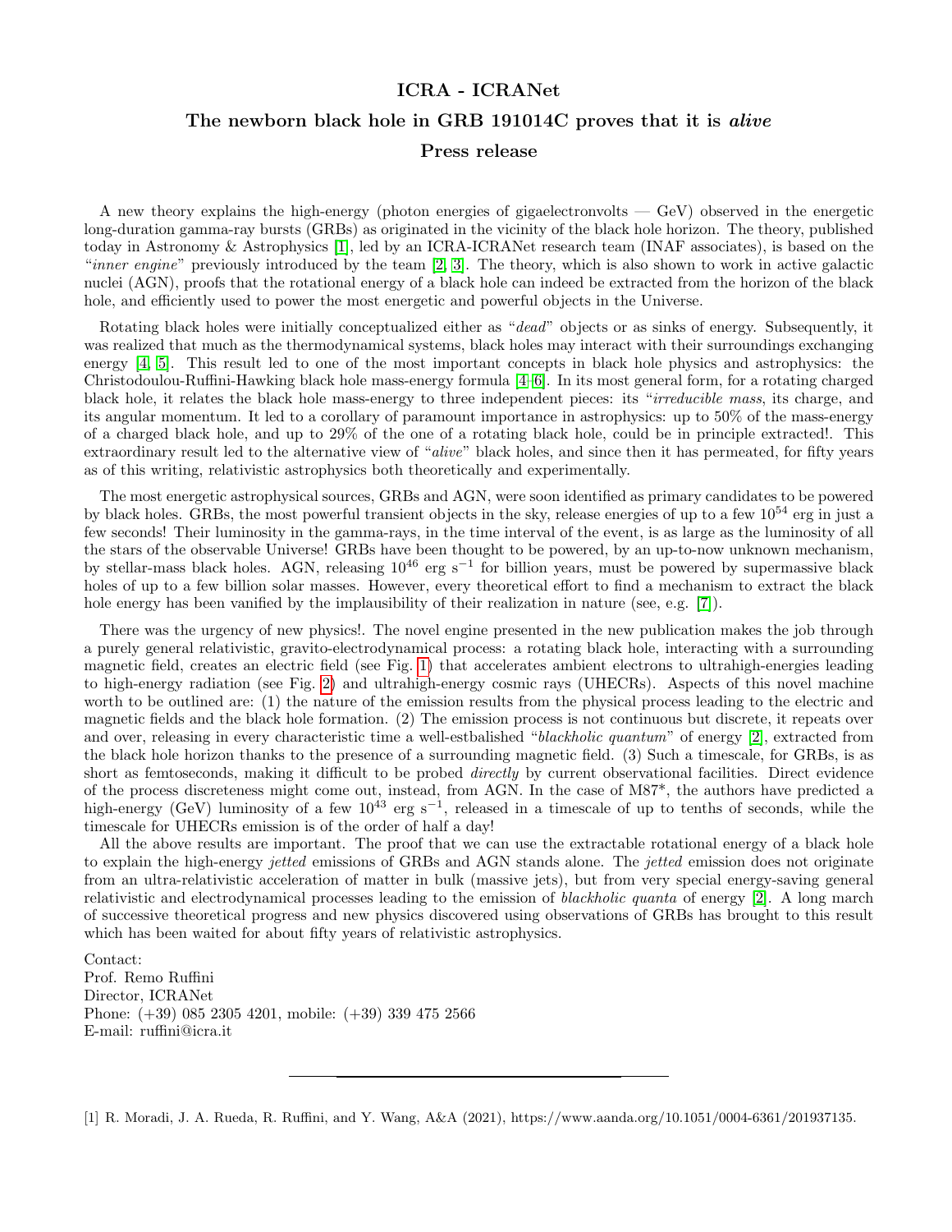# ICRA - ICRANet

## The newborn black hole in GRB 191014C proves that it is *alive*

## Press release

A new theory explains the high-energy (photon energies of gigaelectronvolts — GeV) observed in the energetic long-duration gamma-ray bursts (GRBs) as originated in the vicinity of the black hole horizon. The theory, published today in Astronomy & Astrophysics [1], led by an ICRA-ICRANet research team (INAF associates), is based on the "*inner engine*" previously introduced by the team [2, 3]. The theory, which is also shown to work in active galactic nuclei (AGN), proofs that the rotational energy of a black hole can indeed be extracted from the horizon of the black hole, and efficiently used to power the most energetic and powerful objects in the Universe.

Rotating black holes were initially conceptualized either as "*dead*" objects or as sinks of energy. Subsequently, it was realized that much as the thermodynamical systems, black holes may interact with their surroundings exchanging energy [4, 5]. This result led to one of the most important concepts in black hole physics and astrophysics: the Christodoulou-Ruffini-Hawking black hole mass-energy formula [4–6]. In its most general form, for a rotating charged black hole, it relates the black hole mass-energy to three independent pieces: its "*irreducible mass*, its charge, and its angular momentum. It led to a corollary of paramount importance in astrophysics: up to 50% of the mass-energy of a charged black hole, and up to 29% of the one of a rotating black hole, could be in principle extracted!. This extraordinary result led to the alternative view of "*alive*" black holes, and since then it has permeated, for fifty years as of this writing, relativistic astrophysics both theoretically and experimentally.

The most energetic astrophysical sources, GRBs and AGN, were soon identified as primary candidates to be powered by black holes. GRBs, the most powerful transient objects in the sky, release energies of up to a few $10^{54}$ erg in just a few seconds! Their luminosity in the gamma-rays, in the time interval of the event, is as large as the luminosity of all the stars of the observable Universe! GRBs have been thought to be powered, by an up-to-now unknown mechanism, by stellar-mass black holes. AGN, releasing $10^{46}$ erg s$^{-1}$ for billion years, must be powered by supermassive black holes of up to a few billion solar masses. However, every theoretical effort to find a mechanism to extract the black hole energy has been vanified by the implausibility of their realization in nature (see, e.g. [7]).

There was the urgency of new physics!. The novel engine presented in the new publication makes the job through a purely general relativistic, gravito-electrodynamical process: a rotating black hole, interacting with a surrounding magnetic field, creates an electric field (see Fig. 1) that accelerates ambient electrons to ultrahigh-energies leading to high-energy radiation (see Fig. 2) and ultrahigh-energy cosmic rays (UHECRs). Aspects of this novel machine worth to be outlined are: (1) the nature of the emission results from the physical process leading to the electric and magnetic fields and the black hole formation. (2) The emission process is not continuous but discrete, it repeats over and over, releasing in every characteristic time a well-estbalished "*blackholic quantum*" of energy [2], extracted from the black hole horizon thanks to the presence of a surrounding magnetic field. (3) Such a timescale, for GRBs, is as short as femtoseconds, making it difficult to be probed *directly* by current observational facilities. Direct evidence of the process discreteness might come out, instead, from AGN. In the case of M87*, the authors have predicted a high-energy (GeV) luminosity of a few $10^{43}$ erg s$^{-1}$, released in a timescale of up to tenths of seconds, while the timescale for UHECRs emission is of the order of half a day!

All the above results are important. The proof that we can use the extractable rotational energy of a black hole to explain the high-energy *jetted* emissions of GRBs and AGN stands alone. The *jetted* emission does not originate from an ultra-relativistic acceleration of matter in bulk (massive jets), but from very special energy-saving general relativistic and electrodynamical processes leading to the emission of *blackholic quanta* of energy [2]. A long march of successive theoretical progress and new physics discovered using observations of GRBs has brought to this result which has been waited for about fifty years of relativistic astrophysics.

Contact:
Prof. Remo Ruffini
Director, ICRANet
Phone: (+39) 085 2305 4201, mobile: (+39) 339 475 2566
E-mail: ruffini@icra.it

---

[1] R. Moradi, J. A. Rueda, R. Ruffini, and Y. Wang, A&A (2021), https://www.aanda.org/10.1051/0004-6361/201937135.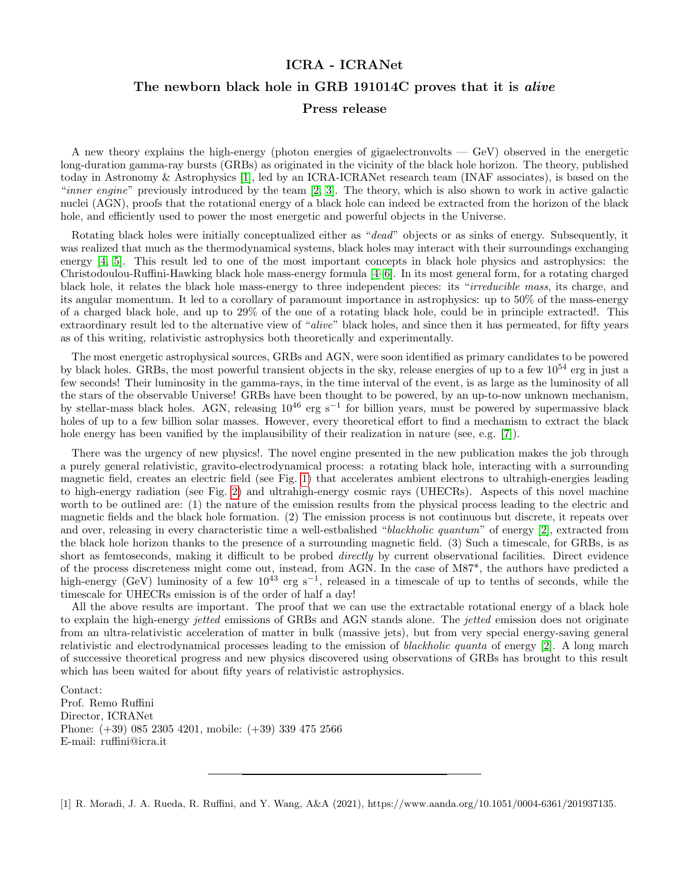**ICRA - ICRANet**

**The newborn black hole in GRB 191014C proves that it is *alive***

**Press release**

A new theory explains the high-energy (photon energies of gigaelectronvolts — GeV) observed in the energetic long-duration gamma-ray bursts (GRBs) as originated in the vicinity of the black hole horizon. The theory, published today in Astronomy & Astrophysics [1], led by an ICRA-ICRANet research team (INAF associates), is based on the "*inner engine*" previously introduced by the team [2, 3]. The theory, which is also shown to work in active galactic nuclei (AGN), proofs that the rotational energy of a black hole can indeed be extracted from the horizon of the black hole, and efficiently used to power the most energetic and powerful objects in the Universe.

Rotating black holes were initially conceptualized either as "*dead*" objects or as sinks of energy. Subsequently, it was realized that much as the thermodynamical systems, black holes may interact with their surroundings exchanging energy [4, 5]. This result led to one of the most important concepts in black hole physics and astrophysics: the Christodoulou-Ruffini-Hawking black hole mass-energy formula [4–6]. In its most general form, for a rotating charged black hole, it relates the black hole mass-energy to three independent pieces: its "*irreducible mass*, its charge, and its angular momentum. It led to a corollary of paramount importance in astrophysics: up to 50% of the mass-energy of a charged black hole, and up to 29% of the one of a rotating black hole, could be in principle extracted!. This extraordinary result led to the alternative view of "*alive*" black holes, and since then it has permeated, for fifty years as of this writing, relativistic astrophysics both theoretically and experimentally.

The most energetic astrophysical sources, GRBs and AGN, were soon identified as primary candidates to be powered by black holes. GRBs, the most powerful transient objects in the sky, release energies of up to a few $10^{54}$ erg in just a few seconds! Their luminosity in the gamma-rays, in the time interval of the event, is as large as the luminosity of all the stars of the observable Universe! GRBs have been thought to be powered, by an up-to-now unknown mechanism, by stellar-mass black holes. AGN, releasing $10^{46}$ erg s$^{-1}$ for billion years, must be powered by supermassive black holes of up to a few billion solar masses. However, every theoretical effort to find a mechanism to extract the black hole energy has been vanified by the implausibility of their realization in nature (see, e.g. [7]).

There was the urgency of new physics!. The novel engine presented in the new publication makes the job through a purely general relativistic, gravito-electrodynamical process: a rotating black hole, interacting with a surrounding magnetic field, creates an electric field (see Fig. 1) that accelerates ambient electrons to ultrahigh-energies leading to high-energy radiation (see Fig. 2) and ultrahigh-energy cosmic rays (UHECRs). Aspects of this novel machine worth to be outlined are: (1) the nature of the emission results from the physical process leading to the electric and magnetic fields and the black hole formation. (2) The emission process is not continuous but discrete, it repeats over and over, releasing in every characteristic time a well-estbalished "*blackholic quantum*" of energy [2], extracted from the black hole horizon thanks to the presence of a surrounding magnetic field. (3) Such a timescale, for GRBs, is as short as femtoseconds, making it difficult to be probed *directly* by current observational facilities. Direct evidence of the process discreteness might come out, instead, from AGN. In the case of M87*, the authors have predicted a high-energy (GeV) luminosity of a few $10^{43}$ erg s$^{-1}$, released in a timescale of up to tenths of seconds, while the timescale for UHECRs emission is of the order of half a day!

All the above results are important. The proof that we can use the extractable rotational energy of a black hole to explain the high-energy *jetted* emissions of GRBs and AGN stands alone. The *jetted* emission does not originate from an ultra-relativistic acceleration of matter in bulk (massive jets), but from very special energy-saving general relativistic and electrodynamical processes leading to the emission of *blackholic quanta* of energy [2]. A long march of successive theoretical progress and new physics discovered using observations of GRBs has brought to this result which has been waited for about fifty years of relativistic astrophysics.

Contact:
Prof. Remo Ruffini
Director, ICRANet
Phone: (+39) 085 2305 4201, mobile: (+39) 339 475 2566
E-mail: ruffini@icra.it

---

[1] R. Moradi, J. A. Rueda, R. Ruffini, and Y. Wang, A&A (2021), https://www.aanda.org/10.1051/0004-6361/201937135.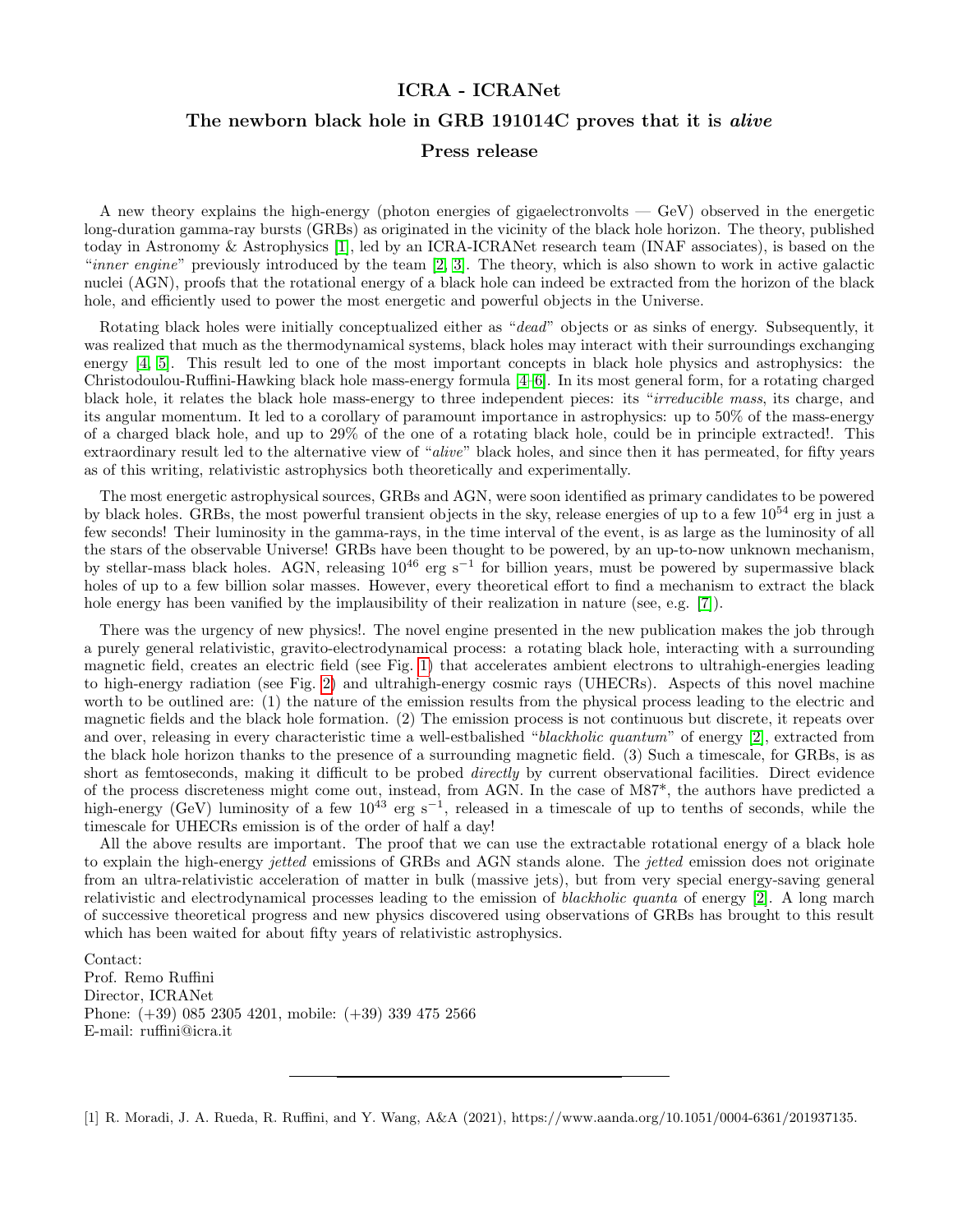# ICRA - ICRANet

## The newborn black hole in GRB 191014C proves that it is *alive*

## Press release

A new theory explains the high-energy (photon energies of gigaelectronvolts — GeV) observed in the energetic long-duration gamma-ray bursts (GRBs) as originated in the vicinity of the black hole horizon. The theory, published today in Astronomy & Astrophysics [1], led by an ICRA-ICRANet research team (INAF associates), is based on the "*inner engine*" previously introduced by the team [2, 3]. The theory, which is also shown to work in active galactic nuclei (AGN), proofs that the rotational energy of a black hole can indeed be extracted from the horizon of the black hole, and efficiently used to power the most energetic and powerful objects in the Universe.

Rotating black holes were initially conceptualized either as "*dead*" objects or as sinks of energy. Subsequently, it was realized that much as the thermodynamical systems, black holes may interact with their surroundings exchanging energy [4, 5]. This result led to one of the most important concepts in black hole physics and astrophysics: the Christodoulou-Ruffini-Hawking black hole mass-energy formula [4–6]. In its most general form, for a rotating charged black hole, it relates the black hole mass-energy to three independent pieces: its "*irreducible mass*, its charge, and its angular momentum. It led to a corollary of paramount importance in astrophysics: up to 50% of the mass-energy of a charged black hole, and up to 29% of the one of a rotating black hole, could be in principle extracted!. This extraordinary result led to the alternative view of "*alive*" black holes, and since then it has permeated, for fifty years as of this writing, relativistic astrophysics both theoretically and experimentally.

The most energetic astrophysical sources, GRBs and AGN, were soon identified as primary candidates to be powered by black holes. GRBs, the most powerful transient objects in the sky, release energies of up to a few $10^{54}$ erg in just a few seconds! Their luminosity in the gamma-rays, in the time interval of the event, is as large as the luminosity of all the stars of the observable Universe! GRBs have been thought to be powered, by an up-to-now unknown mechanism, by stellar-mass black holes. AGN, releasing $10^{46}$ erg s$^{-1}$ for billion years, must be powered by supermassive black holes of up to a few billion solar masses. However, every theoretical effort to find a mechanism to extract the black hole energy has been vanified by the implausibility of their realization in nature (see, e.g. [7]).

There was the urgency of new physics!. The novel engine presented in the new publication makes the job through a purely general relativistic, gravito-electrodynamical process: a rotating black hole, interacting with a surrounding magnetic field, creates an electric field (see Fig. 1) that accelerates ambient electrons to ultrahigh-energies leading to high-energy radiation (see Fig. 2) and ultrahigh-energy cosmic rays (UHECRs). Aspects of this novel machine worth to be outlined are: (1) the nature of the emission results from the physical process leading to the electric and magnetic fields and the black hole formation. (2) The emission process is not continuous but discrete, it repeats over and over, releasing in every characteristic time a well-estbalished "*blackholic quantum*" of energy [2], extracted from the black hole horizon thanks to the presence of a surrounding magnetic field. (3) Such a timescale, for GRBs, is as short as femtoseconds, making it difficult to be probed *directly* by current observational facilities. Direct evidence of the process discreteness might come out, instead, from AGN. In the case of M87*, the authors have predicted a high-energy (GeV) luminosity of a few $10^{43}$ erg s$^{-1}$, released in a timescale of up to tenths of seconds, while the timescale for UHECRs emission is of the order of half a day!

All the above results are important. The proof that we can use the extractable rotational energy of a black hole to explain the high-energy *jetted* emissions of GRBs and AGN stands alone. The *jetted* emission does not originate from an ultra-relativistic acceleration of matter in bulk (massive jets), but from very special energy-saving general relativistic and electrodynamical processes leading to the emission of *blackholic quanta* of energy [2]. A long march of successive theoretical progress and new physics discovered using observations of GRBs has brought to this result which has been waited for about fifty years of relativistic astrophysics.

Contact:
Prof. Remo Ruffini
Director, ICRANet
Phone: (+39) 085 2305 4201, mobile: (+39) 339 475 2566
E-mail: ruffini@icra.it

---

[1] R. Moradi, J. A. Rueda, R. Ruffini, and Y. Wang, A&A (2021), https://www.aanda.org/10.1051/0004-6361/201937135.